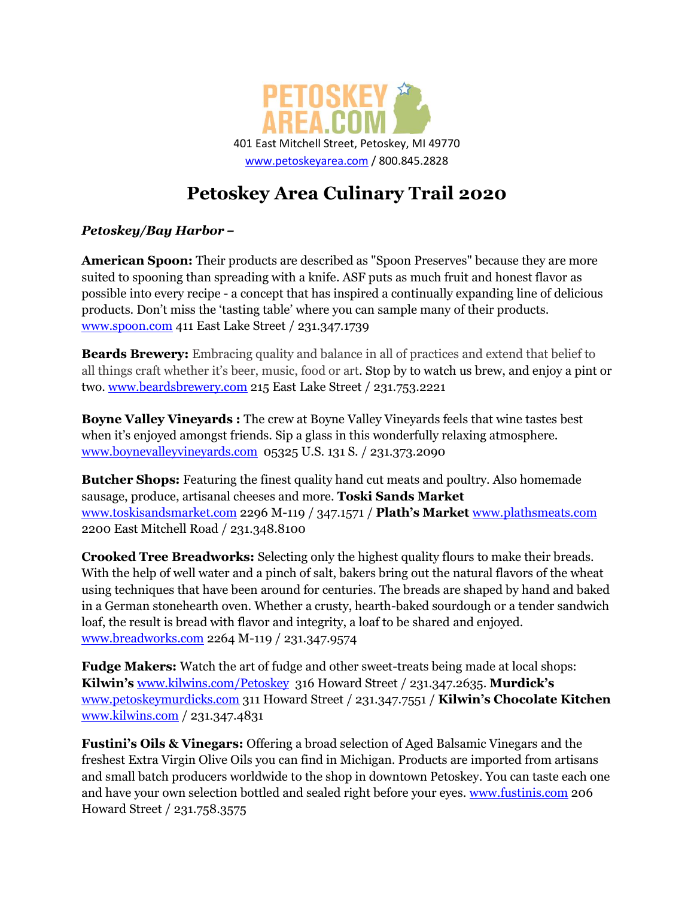PETOSKEY AREA.COM

401 East Mitchell Street, Petoskey, MI 49770

www.petoskeyarea.com / 800.845.2828

# Petoskey Area Culinary Trail 2020

***Petoskey/Bay Harbor –***

**American Spoon:** Their products are described as "Spoon Preserves" because they are more suited to spooning than spreading with a knife. ASF puts as much fruit and honest flavor as possible into every recipe - a concept that has inspired a continually expanding line of delicious products. Don't miss the 'tasting table' where you can sample many of their products. www.spoon.com 411 East Lake Street / 231.347.1739

**Beards Brewery:** Embracing quality and balance in all of practices and extend that belief to all things craft whether it's beer, music, food or art. Stop by to watch us brew, and enjoy a pint or two. www.beardsbrewery.com 215 East Lake Street / 231.753.2221

**Boyne Valley Vineyards :** The crew at Boyne Valley Vineyards feels that wine tastes best when it's enjoyed amongst friends. Sip a glass in this wonderfully relaxing atmosphere. www.boynevalleyvineyards.com 05325 U.S. 131 S. / 231.373.2090

**Butcher Shops:** Featuring the finest quality hand cut meats and poultry. Also homemade sausage, produce, artisanal cheeses and more. **Toski Sands Market** www.toskisandsmarket.com 2296 M-119 / 347.1571 / **Plath's Market** www.plathsmeats.com 2200 East Mitchell Road / 231.348.8100

**Crooked Tree Breadworks:** Selecting only the highest quality flours to make their breads. With the help of well water and a pinch of salt, bakers bring out the natural flavors of the wheat using techniques that have been around for centuries. The breads are shaped by hand and baked in a German stonehearth oven. Whether a crusty, hearth-baked sourdough or a tender sandwich loaf, the result is bread with flavor and integrity, a loaf to be shared and enjoyed. www.breadworks.com 2264 M-119 / 231.347.9574

**Fudge Makers:** Watch the art of fudge and other sweet-treats being made at local shops: **Kilwin's** www.kilwins.com/Petoskey 316 Howard Street / 231.347.2635. **Murdick's** www.petoskeymurdicks.com 311 Howard Street / 231.347.7551 / **Kilwin's Chocolate Kitchen** www.kilwins.com / 231.347.4831

**Fustini's Oils & Vinegars:** Offering a broad selection of Aged Balsamic Vinegars and the freshest Extra Virgin Olive Oils you can find in Michigan. Products are imported from artisans and small batch producers worldwide to the shop in downtown Petoskey. You can taste each one and have your own selection bottled and sealed right before your eyes. www.fustinis.com 206 Howard Street / 231.758.3575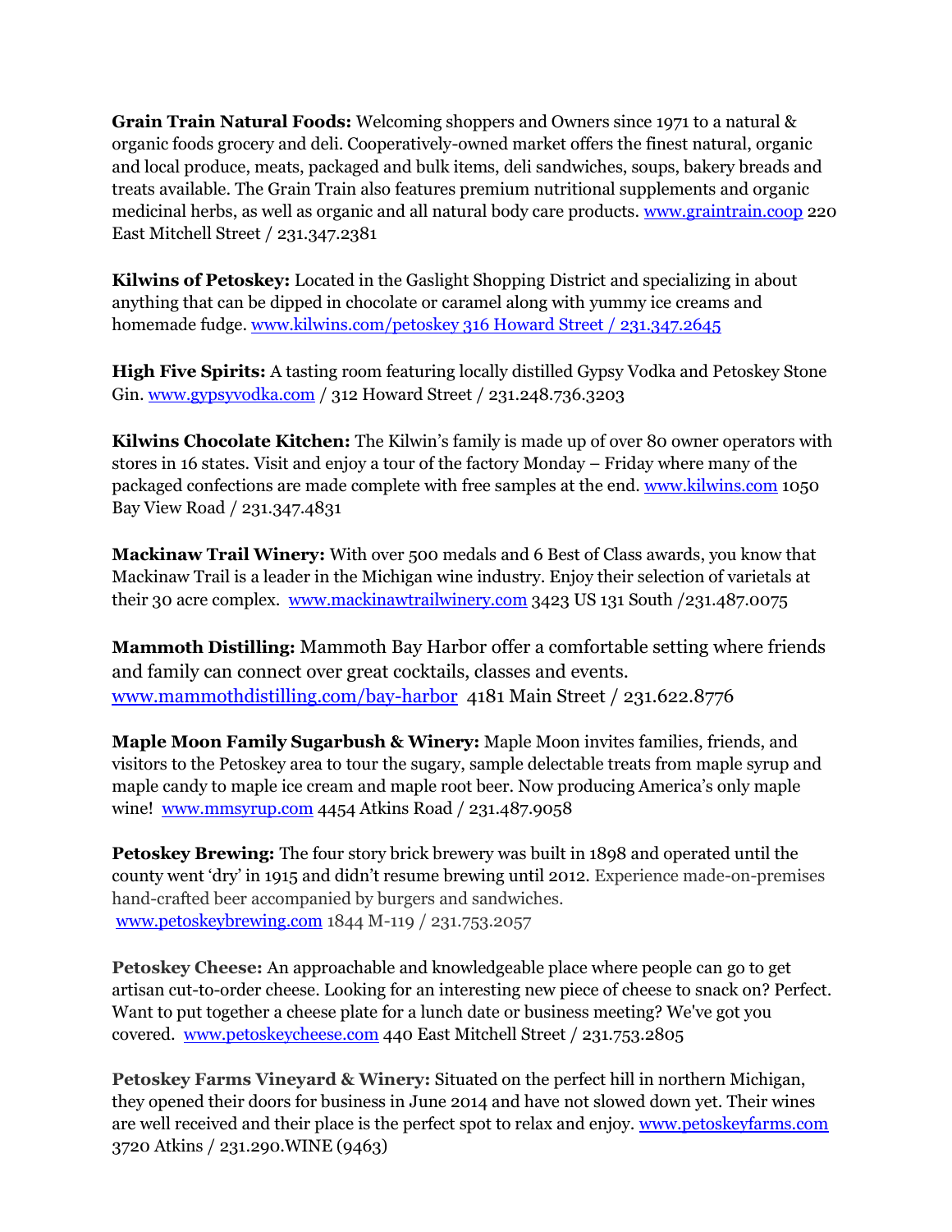**Grain Train Natural Foods:** Welcoming shoppers and Owners since 1971 to a natural & organic foods grocery and deli. Cooperatively-owned market offers the finest natural, organic and local produce, meats, packaged and bulk items, deli sandwiches, soups, bakery breads and treats available. The Grain Train also features premium nutritional supplements and organic medicinal herbs, as well as organic and all natural body care products. www.graintrain.coop 220 East Mitchell Street / 231.347.2381

**Kilwins of Petoskey:** Located in the Gaslight Shopping District and specializing in about anything that can be dipped in chocolate or caramel along with yummy ice creams and homemade fudge. www.kilwins.com/petoskey 316 Howard Street / 231.347.2645

**High Five Spirits:** A tasting room featuring locally distilled Gypsy Vodka and Petoskey Stone Gin. www.gypsyvodka.com / 312 Howard Street / 231.248.736.3203

**Kilwins Chocolate Kitchen:** The Kilwin's family is made up of over 80 owner operators with stores in 16 states. Visit and enjoy a tour of the factory Monday – Friday where many of the packaged confections are made complete with free samples at the end. www.kilwins.com 1050 Bay View Road / 231.347.4831

**Mackinaw Trail Winery:** With over 500 medals and 6 Best of Class awards, you know that Mackinaw Trail is a leader in the Michigan wine industry. Enjoy their selection of varietals at their 30 acre complex. www.mackinawtrailwinery.com 3423 US 131 South /231.487.0075

**Mammoth Distilling:** Mammoth Bay Harbor offer a comfortable setting where friends and family can connect over great cocktails, classes and events. www.mammothdistilling.com/bay-harbor 4181 Main Street / 231.622.8776

**Maple Moon Family Sugarbush & Winery:** Maple Moon invites families, friends, and visitors to the Petoskey area to tour the sugary, sample delectable treats from maple syrup and maple candy to maple ice cream and maple root beer. Now producing America's only maple wine! www.mmsyrup.com 4454 Atkins Road / 231.487.9058

**Petoskey Brewing:** The four story brick brewery was built in 1898 and operated until the county went 'dry' in 1915 and didn't resume brewing until 2012. Experience made-on-premises hand-crafted beer accompanied by burgers and sandwiches. www.petoskeybrewing.com 1844 M-119 / 231.753.2057

**Petoskey Cheese:** An approachable and knowledgeable place where people can go to get artisan cut-to-order cheese. Looking for an interesting new piece of cheese to snack on? Perfect. Want to put together a cheese plate for a lunch date or business meeting? We've got you covered. www.petoskeycheese.com 440 East Mitchell Street / 231.753.2805

**Petoskey Farms Vineyard & Winery:** Situated on the perfect hill in northern Michigan, they opened their doors for business in June 2014 and have not slowed down yet. Their wines are well received and their place is the perfect spot to relax and enjoy. www.petoskeyfarms.com 3720 Atkins / 231.290.WINE (9463)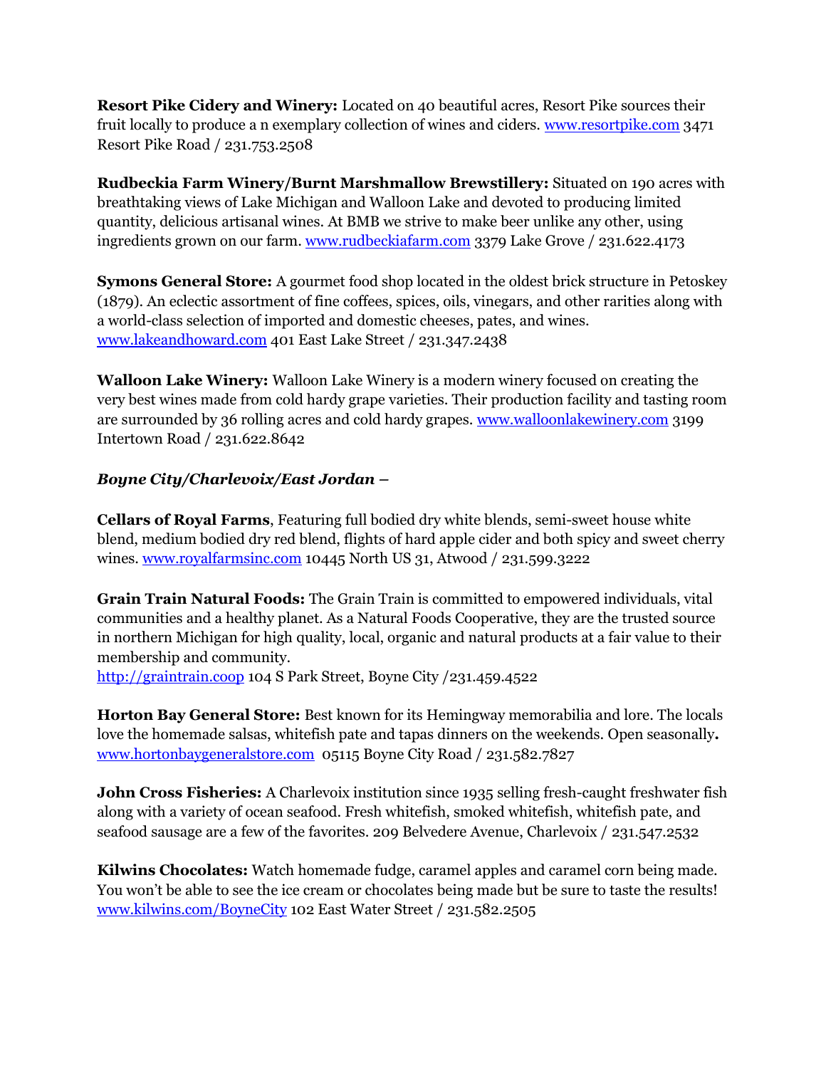**Resort Pike Cidery and Winery:** Located on 40 beautiful acres, Resort Pike sources their fruit locally to produce a n exemplary collection of wines and ciders. www.resortpike.com 3471 Resort Pike Road / 231.753.2508

**Rudbeckia Farm Winery/Burnt Marshmallow Brewstillery:** Situated on 190 acres with breathtaking views of Lake Michigan and Walloon Lake and devoted to producing limited quantity, delicious artisanal wines. At BMB we strive to make beer unlike any other, using ingredients grown on our farm. www.rudbeckiafarm.com 3379 Lake Grove / 231.622.4173

**Symons General Store:** A gourmet food shop located in the oldest brick structure in Petoskey (1879). An eclectic assortment of fine coffees, spices, oils, vinegars, and other rarities along with a world-class selection of imported and domestic cheeses, pates, and wines. www.lakeandhoward.com 401 East Lake Street / 231.347.2438

**Walloon Lake Winery:** Walloon Lake Winery is a modern winery focused on creating the very best wines made from cold hardy grape varieties. Their production facility and tasting room are surrounded by 36 rolling acres and cold hardy grapes. www.walloonlakewinery.com 3199 Intertown Road / 231.622.8642

***Boyne City/Charlevoix/East Jordan* –**

**Cellars of Royal Farms**, Featuring full bodied dry white blends, semi-sweet house white blend, medium bodied dry red blend, flights of hard apple cider and both spicy and sweet cherry wines. www.royalfarmsinc.com 10445 North US 31, Atwood / 231.599.3222

**Grain Train Natural Foods:** The Grain Train is committed to empowered individuals, vital communities and a healthy planet. As a Natural Foods Cooperative, they are the trusted source in northern Michigan for high quality, local, organic and natural products at a fair value to their membership and community.
http://graintrain.coop 104 S Park Street, Boyne City /231.459.4522

**Horton Bay General Store:** Best known for its Hemingway memorabilia and lore. The locals love the homemade salsas, whitefish pate and tapas dinners on the weekends. Open seasonally**.**
www.hortonbaygeneralstore.com 05115 Boyne City Road / 231.582.7827

**John Cross Fisheries:** A Charlevoix institution since 1935 selling fresh-caught freshwater fish along with a variety of ocean seafood. Fresh whitefish, smoked whitefish, whitefish pate, and seafood sausage are a few of the favorites. 209 Belvedere Avenue, Charlevoix / 231.547.2532

**Kilwins Chocolates:** Watch homemade fudge, caramel apples and caramel corn being made. You won't be able to see the ice cream or chocolates being made but be sure to taste the results! www.kilwins.com/BoyneCity 102 East Water Street / 231.582.2505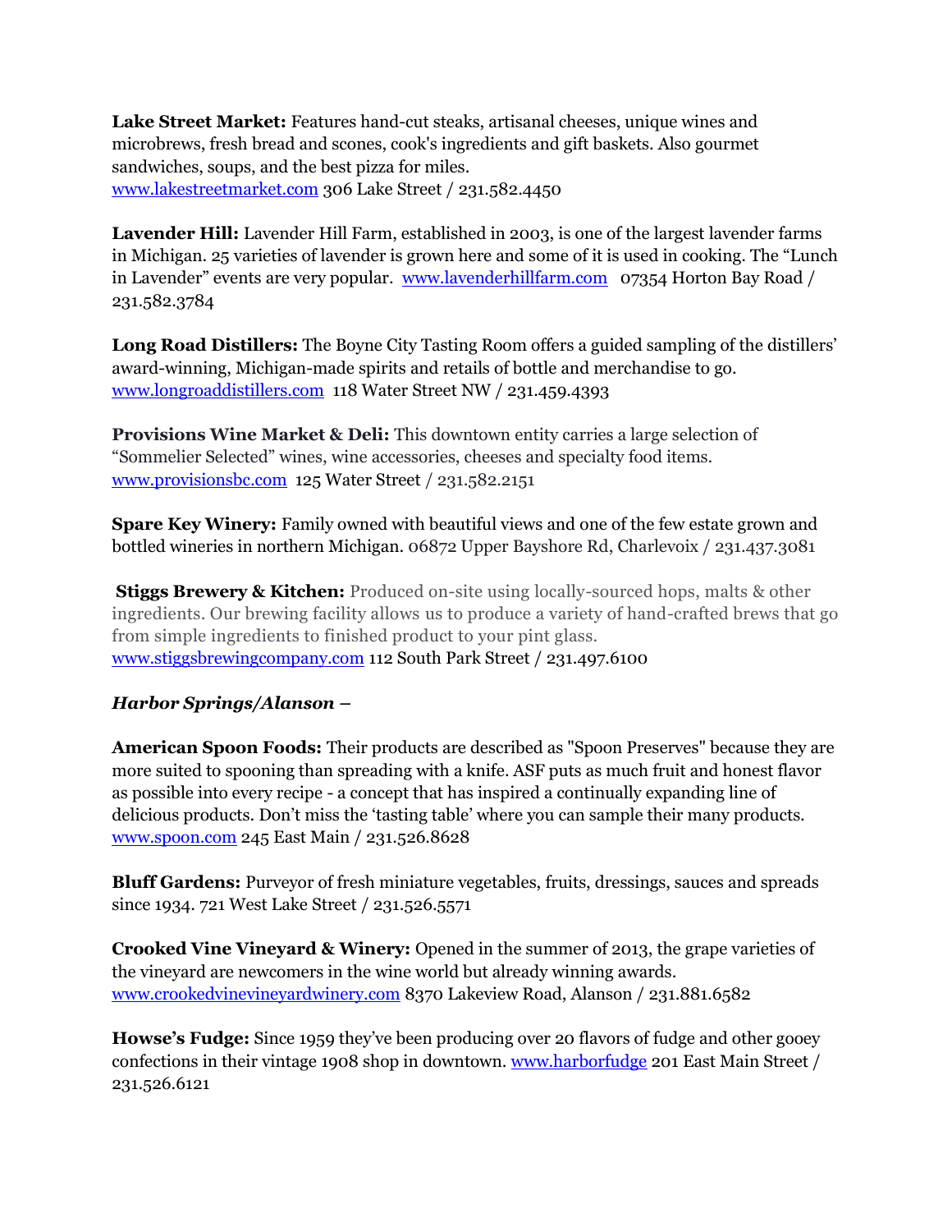**Lake Street Market:** Features hand-cut steaks, artisanal cheeses, unique wines and microbrews, fresh bread and scones, cook's ingredients and gift baskets. Also gourmet sandwiches, soups, and the best pizza for miles.
www.lakestreetmarket.com 306 Lake Street / 231.582.4450

**Lavender Hill:** Lavender Hill Farm, established in 2003, is one of the largest lavender farms in Michigan. 25 varieties of lavender is grown here and some of it is used in cooking. The "Lunch in Lavender" events are very popular. www.lavenderhillfarm.com 07354 Horton Bay Road / 231.582.3784

**Long Road Distillers:** The Boyne City Tasting Room offers a guided sampling of the distillers' award-winning, Michigan-made spirits and retails of bottle and merchandise to go.
www.longroaddistillers.com 118 Water Street NW / 231.459.4393

**Provisions Wine Market & Deli:** This downtown entity carries a large selection of "Sommelier Selected" wines, wine accessories, cheeses and specialty food items.
www.provisionsbc.com 125 Water Street / 231.582.2151

**Spare Key Winery:** Family owned with beautiful views and one of the few estate grown and bottled wineries in northern Michigan. 06872 Upper Bayshore Rd, Charlevoix / 231.437.3081

**Stiggs Brewery & Kitchen:** Produced on-site using locally-sourced hops, malts & other ingredients. Our brewing facility allows us to produce a variety of hand-crafted brews that go from simple ingredients to finished product to your pint glass.
www.stiggsbrewingcompany.com 112 South Park Street / 231.497.6100

***Harbor Springs/Alanson –***

**American Spoon Foods:** Their products are described as "Spoon Preserves" because they are more suited to spooning than spreading with a knife. ASF puts as much fruit and honest flavor as possible into every recipe - a concept that has inspired a continually expanding line of delicious products. Don't miss the 'tasting table' where you can sample their many products.
www.spoon.com 245 East Main / 231.526.8628

**Bluff Gardens:** Purveyor of fresh miniature vegetables, fruits, dressings, sauces and spreads since 1934. 721 West Lake Street / 231.526.5571

**Crooked Vine Vineyard & Winery:** Opened in the summer of 2013, the grape varieties of the vineyard are newcomers in the wine world but already winning awards.
www.crookedvinevineyardwinery.com 8370 Lakeview Road, Alanson / 231.881.6582

**Howse's Fudge:** Since 1959 they've been producing over 20 flavors of fudge and other gooey confections in their vintage 1908 shop in downtown. www.harborfudge 201 East Main Street / 231.526.6121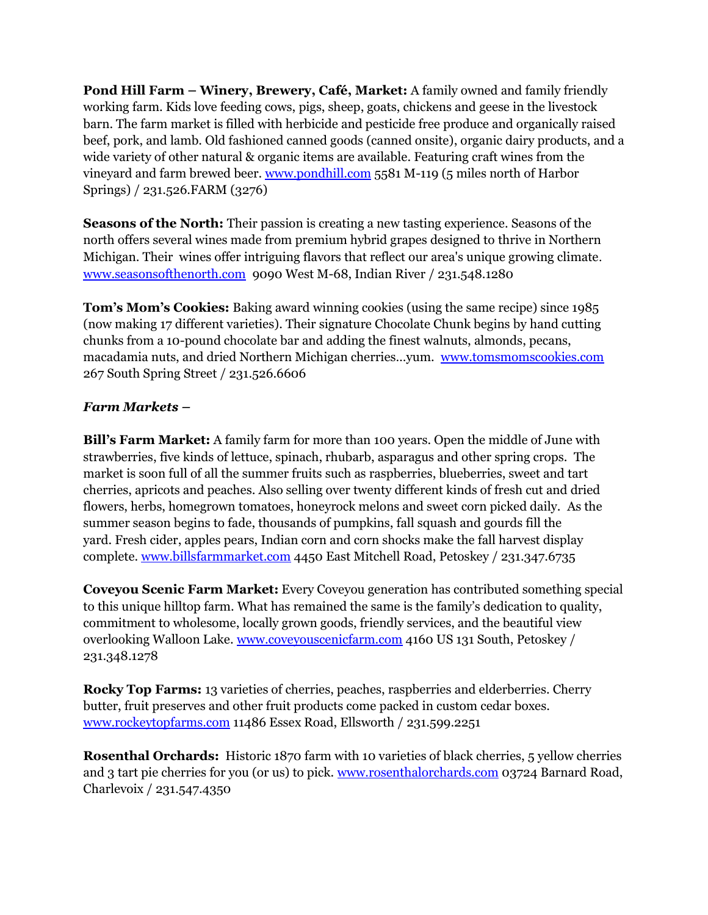**Pond Hill Farm – Winery, Brewery, Café, Market:** A family owned and family friendly working farm. Kids love feeding cows, pigs, sheep, goats, chickens and geese in the livestock barn. The farm market is filled with herbicide and pesticide free produce and organically raised beef, pork, and lamb. Old fashioned canned goods (canned onsite), organic dairy products, and a wide variety of other natural & organic items are available. Featuring craft wines from the vineyard and farm brewed beer. www.pondhill.com 5581 M-119 (5 miles north of Harbor Springs) / 231.526.FARM (3276)

**Seasons of the North:** Their passion is creating a new tasting experience. Seasons of the north offers several wines made from premium hybrid grapes designed to thrive in Northern Michigan. Their wines offer intriguing flavors that reflect our area's unique growing climate. www.seasonsofthenorth.com 9090 West M-68, Indian River / 231.548.1280

**Tom's Mom's Cookies:** Baking award winning cookies (using the same recipe) since 1985 (now making 17 different varieties). Their signature Chocolate Chunk begins by hand cutting chunks from a 10-pound chocolate bar and adding the finest walnuts, almonds, pecans, macadamia nuts, and dried Northern Michigan cherries…yum. www.tomsmomscookies.com 267 South Spring Street / 231.526.6606

***Farm Markets –***

**Bill's Farm Market:** A family farm for more than 100 years. Open the middle of June with strawberries, five kinds of lettuce, spinach, rhubarb, asparagus and other spring crops. The market is soon full of all the summer fruits such as raspberries, blueberries, sweet and tart cherries, apricots and peaches. Also selling over twenty different kinds of fresh cut and dried flowers, herbs, homegrown tomatoes, honeyrock melons and sweet corn picked daily. As the summer season begins to fade, thousands of pumpkins, fall squash and gourds fill the yard. Fresh cider, apples pears, Indian corn and corn shocks make the fall harvest display complete. www.billsfarmmarket.com 4450 East Mitchell Road, Petoskey / 231.347.6735

**Coveyou Scenic Farm Market:** Every Coveyou generation has contributed something special to this unique hilltop farm. What has remained the same is the family's dedication to quality, commitment to wholesome, locally grown goods, friendly services, and the beautiful view overlooking Walloon Lake. www.coveyouscenicfarm.com 4160 US 131 South, Petoskey / 231.348.1278

**Rocky Top Farms:** 13 varieties of cherries, peaches, raspberries and elderberries. Cherry butter, fruit preserves and other fruit products come packed in custom cedar boxes. www.rockeytopfarms.com 11486 Essex Road, Ellsworth / 231.599.2251

**Rosenthal Orchards:** Historic 1870 farm with 10 varieties of black cherries, 5 yellow cherries and 3 tart pie cherries for you (or us) to pick. www.rosenthalorchards.com 03724 Barnard Road, Charlevoix / 231.547.4350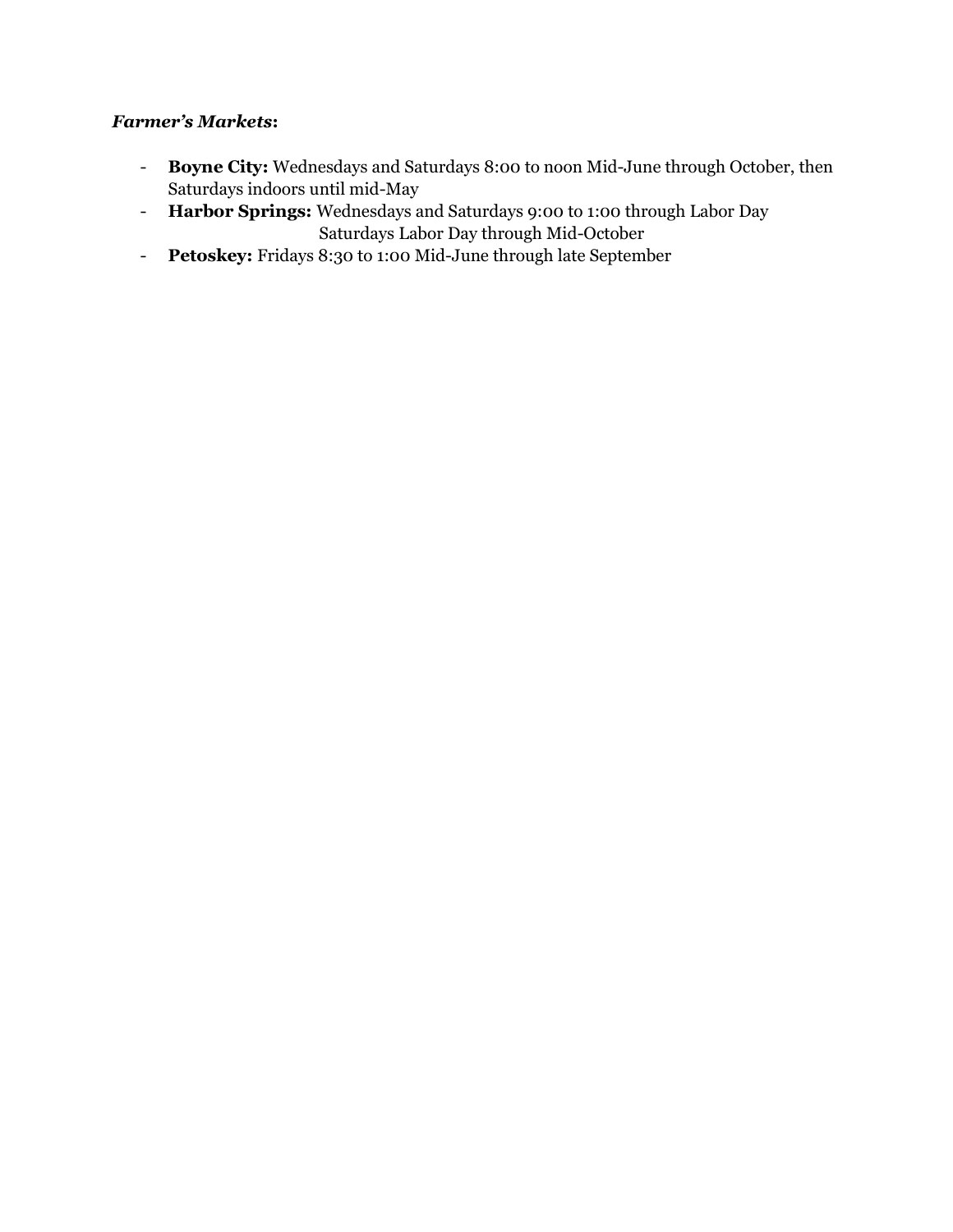***Farmer's Markets*:**

- **Boyne City:** Wednesdays and Saturdays 8:00 to noon Mid-June through October, then Saturdays indoors until mid-May
- **Harbor Springs:** Wednesdays and Saturdays 9:00 to 1:00 through Labor Day
  Saturdays Labor Day through Mid-October
- **Petoskey:** Fridays 8:30 to 1:00 Mid-June through late September